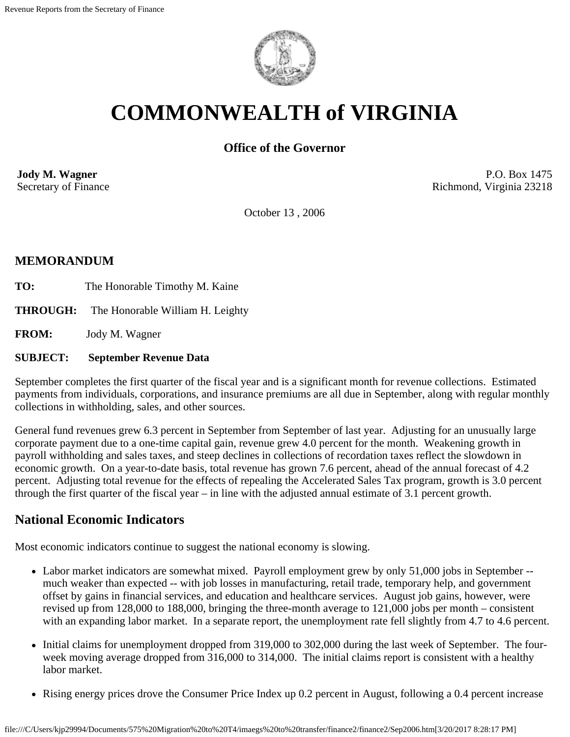# COMMONWEALTH of VIRGINIA

**Office of the Governor**

**Jody M. Wagner**
Secretary of Finance

P.O. Box 1475
Richmond, Virginia 23218

October 13 , 2006

## MEMORANDUM

**TO:** The Honorable Timothy M. Kaine

**THROUGH:** The Honorable William H. Leighty

**FROM:** Jody M. Wagner

**SUBJECT:** **September Revenue Data**

September completes the first quarter of the fiscal year and is a significant month for revenue collections. Estimated payments from individuals, corporations, and insurance premiums are all due in September, along with regular monthly collections in withholding, sales, and other sources.

General fund revenues grew 6.3 percent in September from September of last year. Adjusting for an unusually large corporate payment due to a one-time capital gain, revenue grew 4.0 percent for the month. Weakening growth in payroll withholding and sales taxes, and steep declines in collections of recordation taxes reflect the slowdown in economic growth. On a year-to-date basis, total revenue has grown 7.6 percent, ahead of the annual forecast of 4.2 percent. Adjusting total revenue for the effects of repealing the Accelerated Sales Tax program, growth is 3.0 percent through the first quarter of the fiscal year – in line with the adjusted annual estimate of 3.1 percent growth.

## National Economic Indicators

Most economic indicators continue to suggest the national economy is slowing.

- Labor market indicators are somewhat mixed. Payroll employment grew by only 51,000 jobs in September -- much weaker than expected -- with job losses in manufacturing, retail trade, temporary help, and government offset by gains in financial services, and education and healthcare services. August job gains, however, were revised up from 128,000 to 188,000, bringing the three-month average to 121,000 jobs per month – consistent with an expanding labor market. In a separate report, the unemployment rate fell slightly from 4.7 to 4.6 percent.
- Initial claims for unemployment dropped from 319,000 to 302,000 during the last week of September. The four-week moving average dropped from 316,000 to 314,000. The initial claims report is consistent with a healthy labor market.
- Rising energy prices drove the Consumer Price Index up 0.2 percent in August, following a 0.4 percent increase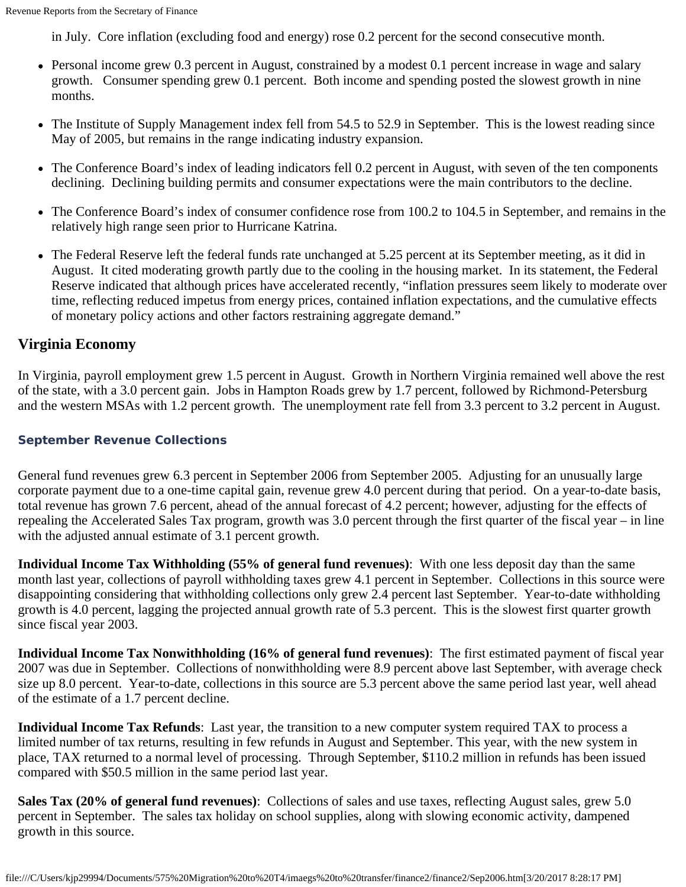in July. Core inflation (excluding food and energy) rose 0.2 percent for the second consecutive month.

- Personal income grew 0.3 percent in August, constrained by a modest 0.1 percent increase in wage and salary growth. Consumer spending grew 0.1 percent. Both income and spending posted the slowest growth in nine months.
- The Institute of Supply Management index fell from 54.5 to 52.9 in September. This is the lowest reading since May of 2005, but remains in the range indicating industry expansion.
- The Conference Board's index of leading indicators fell 0.2 percent in August, with seven of the ten components declining. Declining building permits and consumer expectations were the main contributors to the decline.
- The Conference Board's index of consumer confidence rose from 100.2 to 104.5 in September, and remains in the relatively high range seen prior to Hurricane Katrina.
- The Federal Reserve left the federal funds rate unchanged at 5.25 percent at its September meeting, as it did in August. It cited moderating growth partly due to the cooling in the housing market. In its statement, the Federal Reserve indicated that although prices have accelerated recently, "inflation pressures seem likely to moderate over time, reflecting reduced impetus from energy prices, contained inflation expectations, and the cumulative effects of monetary policy actions and other factors restraining aggregate demand."

## Virginia Economy

In Virginia, payroll employment grew 1.5 percent in August. Growth in Northern Virginia remained well above the rest of the state, with a 3.0 percent gain. Jobs in Hampton Roads grew by 1.7 percent, followed by Richmond-Petersburg and the western MSAs with 1.2 percent growth. The unemployment rate fell from 3.3 percent to 3.2 percent in August.

### September Revenue Collections

General fund revenues grew 6.3 percent in September 2006 from September 2005. Adjusting for an unusually large corporate payment due to a one-time capital gain, revenue grew 4.0 percent during that period. On a year-to-date basis, total revenue has grown 7.6 percent, ahead of the annual forecast of 4.2 percent; however, adjusting for the effects of repealing the Accelerated Sales Tax program, growth was 3.0 percent through the first quarter of the fiscal year – in line with the adjusted annual estimate of 3.1 percent growth.

**Individual Income Tax Withholding (55% of general fund revenues)**: With one less deposit day than the same month last year, collections of payroll withholding taxes grew 4.1 percent in September. Collections in this source were disappointing considering that withholding collections only grew 2.4 percent last September. Year-to-date withholding growth is 4.0 percent, lagging the projected annual growth rate of 5.3 percent. This is the slowest first quarter growth since fiscal year 2003.

**Individual Income Tax Nonwithholding (16% of general fund revenues)**: The first estimated payment of fiscal year 2007 was due in September. Collections of nonwithholding were 8.9 percent above last September, with average check size up 8.0 percent. Year-to-date, collections in this source are 5.3 percent above the same period last year, well ahead of the estimate of a 1.7 percent decline.

**Individual Income Tax Refunds**: Last year, the transition to a new computer system required TAX to process a limited number of tax returns, resulting in few refunds in August and September. This year, with the new system in place, TAX returned to a normal level of processing. Through September, $110.2 million in refunds has been issued compared with $50.5 million in the same period last year.

**Sales Tax (20% of general fund revenues)**: Collections of sales and use taxes, reflecting August sales, grew 5.0 percent in September. The sales tax holiday on school supplies, along with slowing economic activity, dampened growth in this source.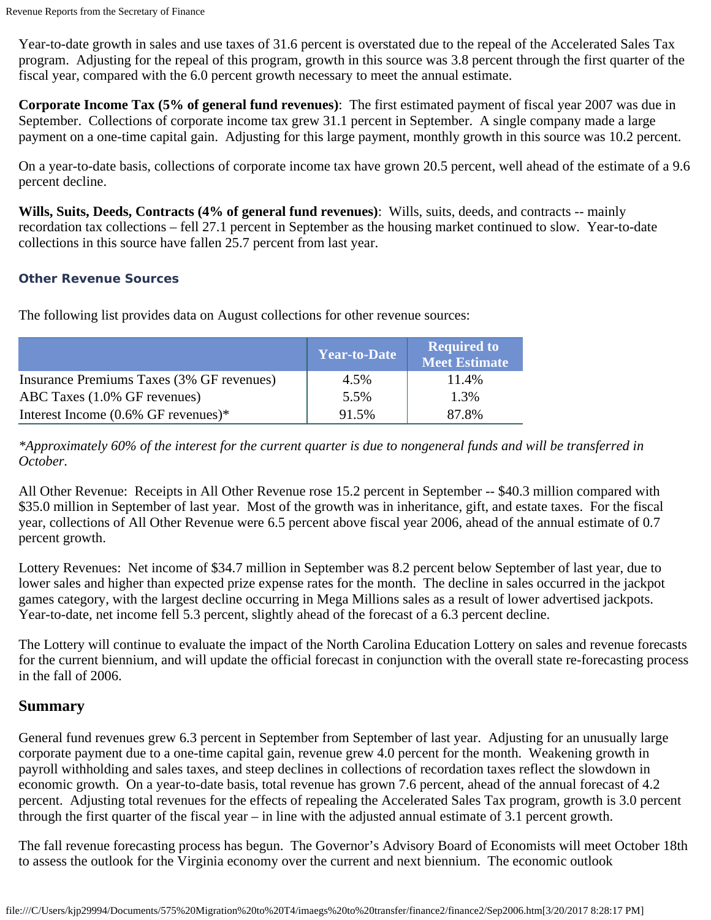Year-to-date growth in sales and use taxes of 31.6 percent is overstated due to the repeal of the Accelerated Sales Tax program. Adjusting for the repeal of this program, growth in this source was 3.8 percent through the first quarter of the fiscal year, compared with the 6.0 percent growth necessary to meet the annual estimate.

**Corporate Income Tax (5% of general fund revenues)**: The first estimated payment of fiscal year 2007 was due in September. Collections of corporate income tax grew 31.1 percent in September. A single company made a large payment on a one-time capital gain. Adjusting for this large payment, monthly growth in this source was 10.2 percent.

On a year-to-date basis, collections of corporate income tax have grown 20.5 percent, well ahead of the estimate of a 9.6 percent decline.

**Wills, Suits, Deeds, Contracts (4% of general fund revenues)**: Wills, suits, deeds, and contracts -- mainly recordation tax collections – fell 27.1 percent in September as the housing market continued to slow. Year-to-date collections in this source have fallen 25.7 percent from last year.

### Other Revenue Sources

The following list provides data on August collections for other revenue sources:

| | Year-to-Date | Required to Meet Estimate |
|---|---|---|
| Insurance Premiums Taxes (3% GF revenues) | 4.5% | 11.4% |
| ABC Taxes (1.0% GF revenues) | 5.5% | 1.3% |
| Interest Income (0.6% GF revenues)* | 91.5% | 87.8% |

*\*Approximately 60% of the interest for the current quarter is due to nongeneral funds and will be transferred in October.*

All Other Revenue: Receipts in All Other Revenue rose 15.2 percent in September -- $40.3 million compared with $35.0 million in September of last year. Most of the growth was in inheritance, gift, and estate taxes. For the fiscal year, collections of All Other Revenue were 6.5 percent above fiscal year 2006, ahead of the annual estimate of 0.7 percent growth.

Lottery Revenues: Net income of $34.7 million in September was 8.2 percent below September of last year, due to lower sales and higher than expected prize expense rates for the month. The decline in sales occurred in the jackpot games category, with the largest decline occurring in Mega Millions sales as a result of lower advertised jackpots. Year-to-date, net income fell 5.3 percent, slightly ahead of the forecast of a 6.3 percent decline.

The Lottery will continue to evaluate the impact of the North Carolina Education Lottery on sales and revenue forecasts for the current biennium, and will update the official forecast in conjunction with the overall state re-forecasting process in the fall of 2006.

## Summary

General fund revenues grew 6.3 percent in September from September of last year. Adjusting for an unusually large corporate payment due to a one-time capital gain, revenue grew 4.0 percent for the month. Weakening growth in payroll withholding and sales taxes, and steep declines in collections of recordation taxes reflect the slowdown in economic growth. On a year-to-date basis, total revenue has grown 7.6 percent, ahead of the annual forecast of 4.2 percent. Adjusting total revenues for the effects of repealing the Accelerated Sales Tax program, growth is 3.0 percent through the first quarter of the fiscal year – in line with the adjusted annual estimate of 3.1 percent growth.

The fall revenue forecasting process has begun. The Governor's Advisory Board of Economists will meet October 18th to assess the outlook for the Virginia economy over the current and next biennium. The economic outlook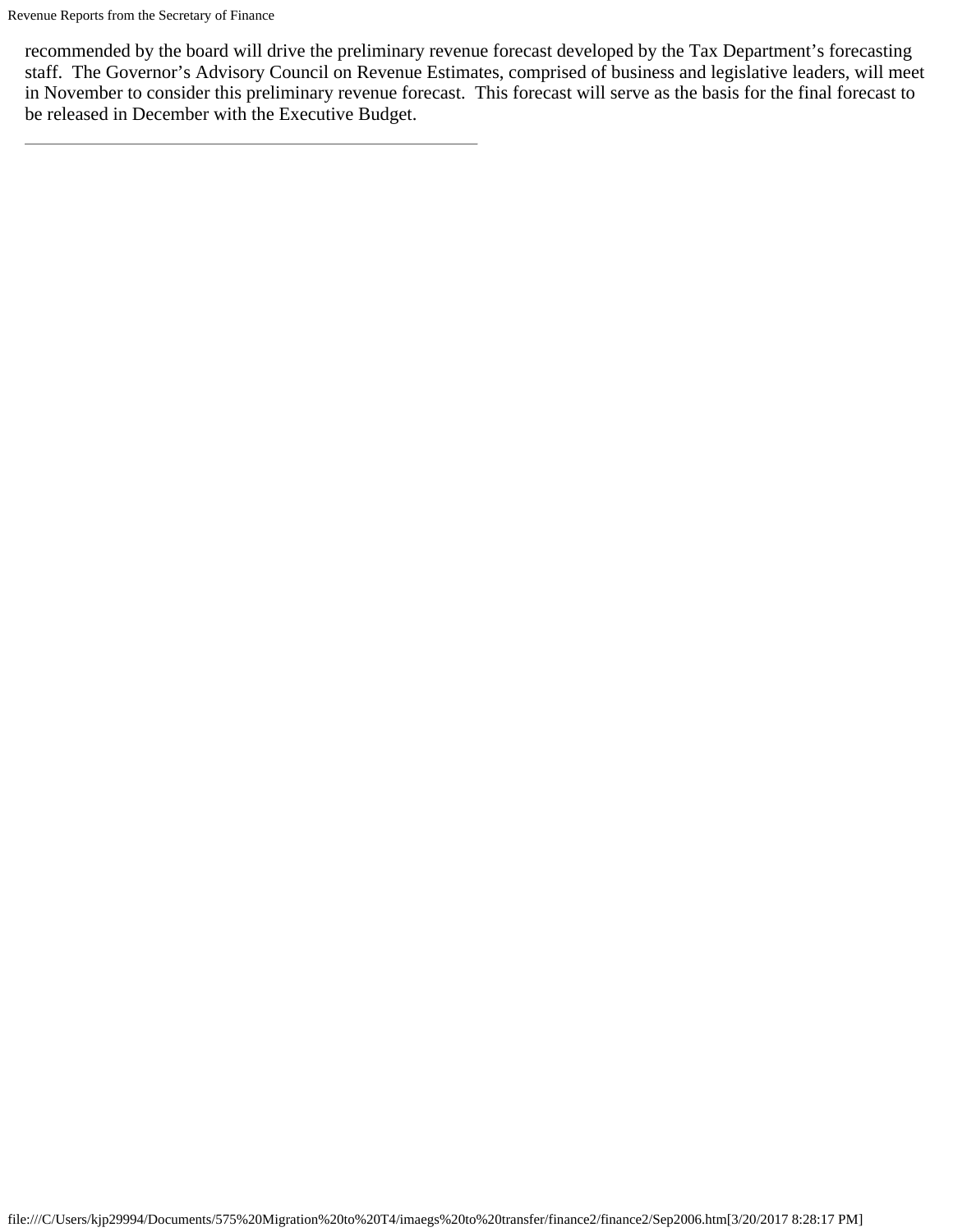recommended by the board will drive the preliminary revenue forecast developed by the Tax Department's forecasting staff. The Governor's Advisory Council on Revenue Estimates, comprised of business and legislative leaders, will meet in November to consider this preliminary revenue forecast. This forecast will serve as the basis for the final forecast to be released in December with the Executive Budget.

---